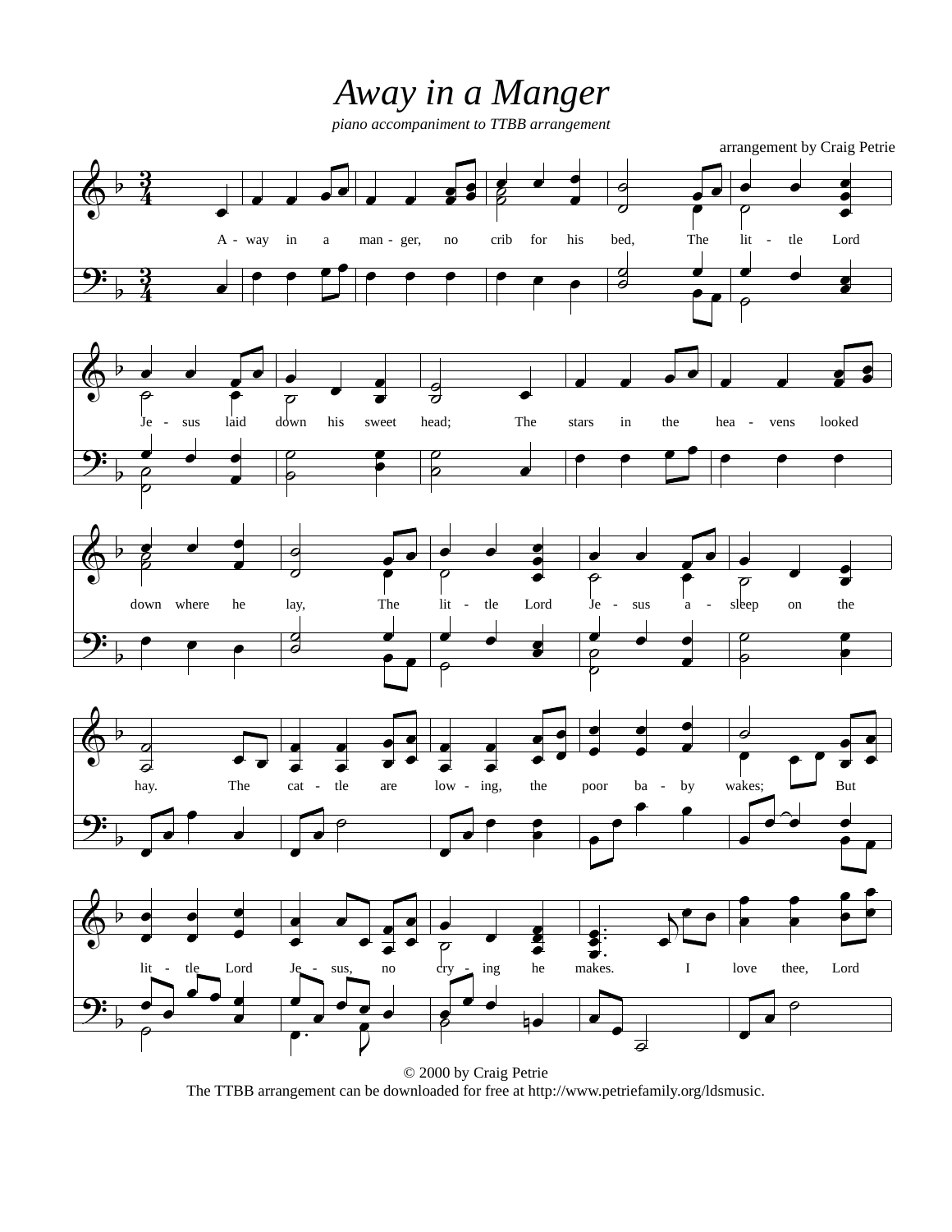# *Away in a Manger*

*piano accompaniment to TTBB arrangement*

arrangement by Craig Petrie

A - way in a man - ger, no crib for his bed, The lit - tle Lord Je - sus laid down his sweet head; The stars in the hea - vens looked down where he lay, The lit - tle Lord Je - sus a - sleep on the hay. The cat - tle are low - ing, the poor ba - by wakes; But lit - tle Lord Je - sus, no cry - ing he makes. I love thee, Lord

© 2000 by Craig Petrie
The TTBB arrangement can be downloaded for free at http://www.petriefamily.org/ldsmusic.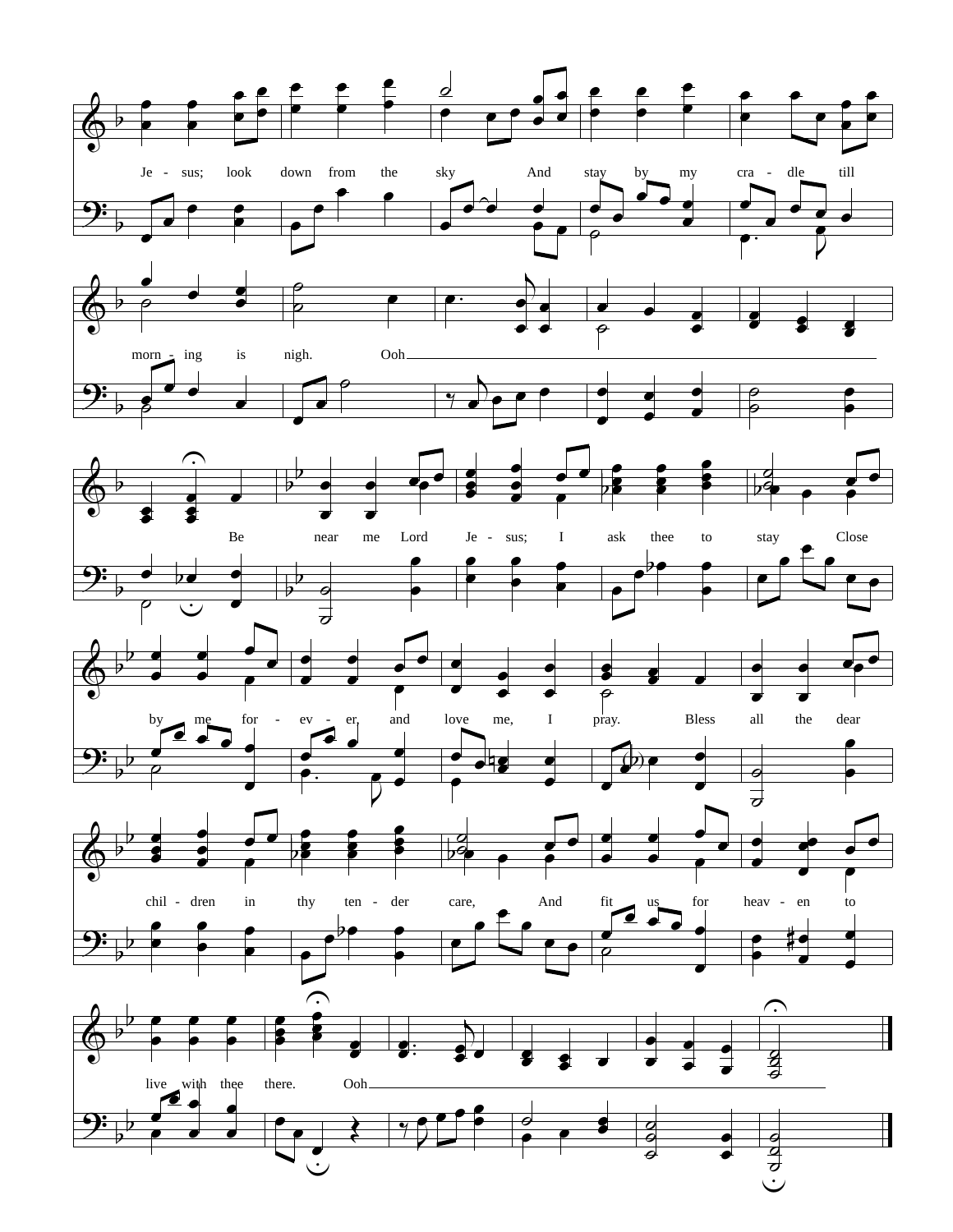Je - sus; look down from the sky And stay by my cra - dle till

morn - ing is nigh. Ooh

Be near me Lord Je - sus; I ask thee to stay Close

by me for - ev - er, and love me, I pray. Bless all the dear

chil - dren in thy ten - der care, And fit us for heav - en to

live with thee there. Ooh